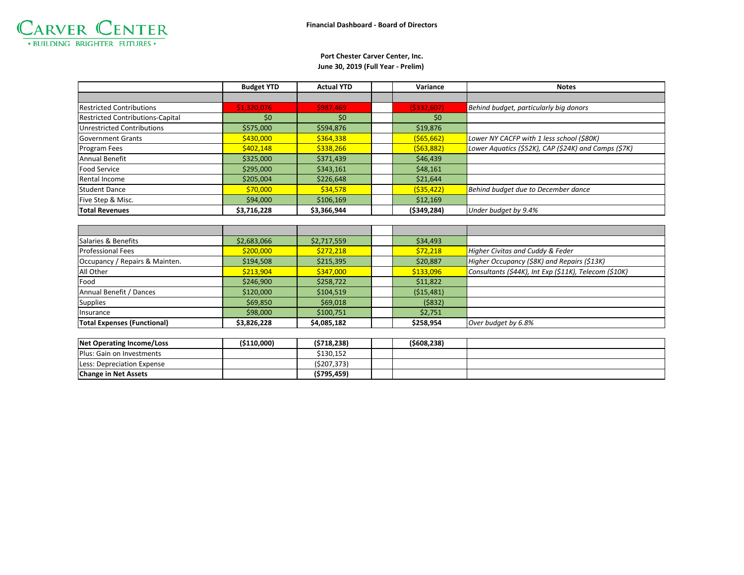CARVER CENTER
BUILDING BRIGHTER FUTURES

**Financial Dashboard - Board of Directors**

**Port Chester Carver Center, Inc.**
**June 30, 2019 (Full Year - Prelim)**

| | Budget YTD | Actual YTD | | Variance | Notes |
|---|---|---|---|---|---|
| | | | | | |
| Restricted Contributions | $1,320,076 | $987,469 | | ($332,607) | *Behind budget, particularly big donors* |
| Restricted Contributions-Capital | $0 | $0 | | $0 | |
| Unrestricted Contributions | $575,000 | $594,876 | | $19,876 | |
| Government Grants | $430,000 | $364,338 | | ($65,662) | *Lower NY CACFP with 1 less school ($80K)* |
| Program Fees | $402,148 | $338,266 | | ($63,882) | *Lower Aquatics ($52K), CAP ($24K) and Camps ($7K)* |
| Annual Benefit | $325,000 | $371,439 | | $46,439 | |
| Food Service | $295,000 | $343,161 | | $48,161 | |
| Rental Income | $205,004 | $226,648 | | $21,644 | |
| Student Dance | $70,000 | $34,578 | | ($35,422) | *Behind budget due to December dance* |
| Five Step & Misc. | $94,000 | $106,169 | | $12,169 | |
| **Total Revenues** | **$3,716,228** | **$3,366,944** | | **($349,284)** | *Under budget by 9.4%* |
| | | | | | |
| Salaries & Benefits | $2,683,066 | $2,717,559 | | $34,493 | |
| Professional Fees | $200,000 | $272,218 | | $72,218 | *Higher Civitas and Cuddy & Feder* |
| Occupancy / Repairs & Mainten. | $194,508 | $215,395 | | $20,887 | *Higher Occupancy ($8K) and Repairs ($13K)* |
| All Other | $213,904 | $347,000 | | $133,096 | *Consultants ($44K), Int Exp ($11K), Telecom ($10K)* |
| Food | $246,900 | $258,722 | | $11,822 | |
| Annual Benefit / Dances | $120,000 | $104,519 | | ($15,481) | |
| Supplies | $69,850 | $69,018 | | ($832) | |
| Insurance | $98,000 | $100,751 | | $2,751 | |
| **Total Expenses (Functional)** | **$3,826,228** | **$4,085,182** | | **$258,954** | *Over budget by 6.8%* |
| | | | | | |
| **Net Operating Income/Loss** | **($110,000)** | **($718,238)** | | **($608,238)** | |
| Plus: Gain on Investments | | $130,152 | | | |
| Less: Depreciation Expense | | ($207,373) | | | |
| **Change in Net Assets** | | **($795,459)** | | | |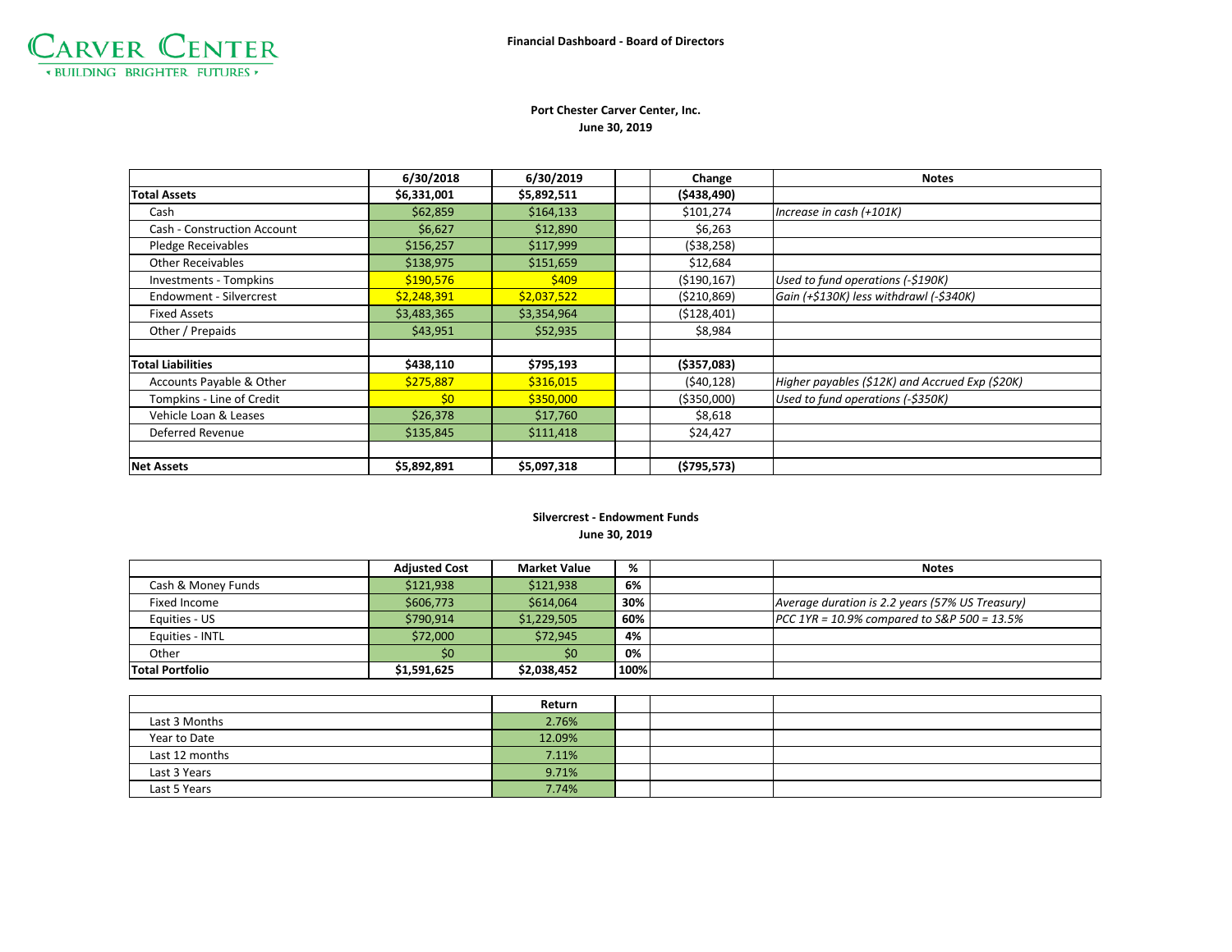CARVER CENTER
BUILDING BRIGHTER FUTURES

**Financial Dashboard - Board of Directors**

**Port Chester Carver Center, Inc.**
**June 30, 2019**

| | 6/30/2018 | 6/30/2019 | | Change | Notes |
|---|---|---|---|---|---|
| **Total Assets** | **$6,331,001** | **$5,892,511** | | **($438,490)** | |
| Cash | $62,859 | $164,133 | | $101,274 | *Increase in cash (+101K)* |
| Cash - Construction Account | $6,627 | $12,890 | | $6,263 | |
| Pledge Receivables | $156,257 | $117,999 | | ($38,258) | |
| Other Receivables | $138,975 | $151,659 | | $12,684 | |
| Investments - Tompkins | $190,576 | $409 | | ($190,167) | *Used to fund operations (-$190K)* |
| Endowment - Silvercrest | $2,248,391 | $2,037,522 | | ($210,869) | *Gain (+$130K) less withdrawl (-$340K)* |
| Fixed Assets | $3,483,365 | $3,354,964 | | ($128,401) | |
| Other / Prepaids | $43,951 | $52,935 | | $8,984 | |
| | | | | | |
| **Total Liabilities** | **$438,110** | **$795,193** | | **($357,083)** | |
| Accounts Payable & Other | $275,887 | $316,015 | | ($40,128) | *Higher payables ($12K) and Accrued Exp ($20K)* |
| Tompkins - Line of Credit | $0 | $350,000 | | ($350,000) | *Used to fund operations (-$350K)* |
| Vehicle Loan & Leases | $26,378 | $17,760 | | $8,618 | |
| Deferred Revenue | $135,845 | $111,418 | | $24,427 | |
| | | | | | |
| **Net Assets** | **$5,892,891** | **$5,097,318** | | **($795,573)** | |

**Silvercrest - Endowment Funds**
**June 30, 2019**

| | Adjusted Cost | Market Value | % | | Notes |
|---|---|---|---|---|---|
| Cash & Money Funds | $121,938 | $121,938 | **6%** | | |
| Fixed Income | $606,773 | $614,064 | **30%** | | *Average duration is 2.2 years (57% US Treasury)* |
| Equities - US | $790,914 | $1,229,505 | **60%** | | *PCC 1YR = 10.9% compared to S&P 500 = 13.5%* |
| Equities - INTL | $72,000 | $72,945 | **4%** | | |
| Other | $0 | $0 | **0%** | | |
| **Total Portfolio** | **$1,591,625** | **$2,038,452** | **100%** | | |

| | Return | | | |
|---|---|---|---|---|
| Last 3 Months | 2.76% | | | |
| Year to Date | 12.09% | | | |
| Last 12 months | 7.11% | | | |
| Last 3 Years | 9.71% | | | |
| Last 5 Years | 7.74% | | | |